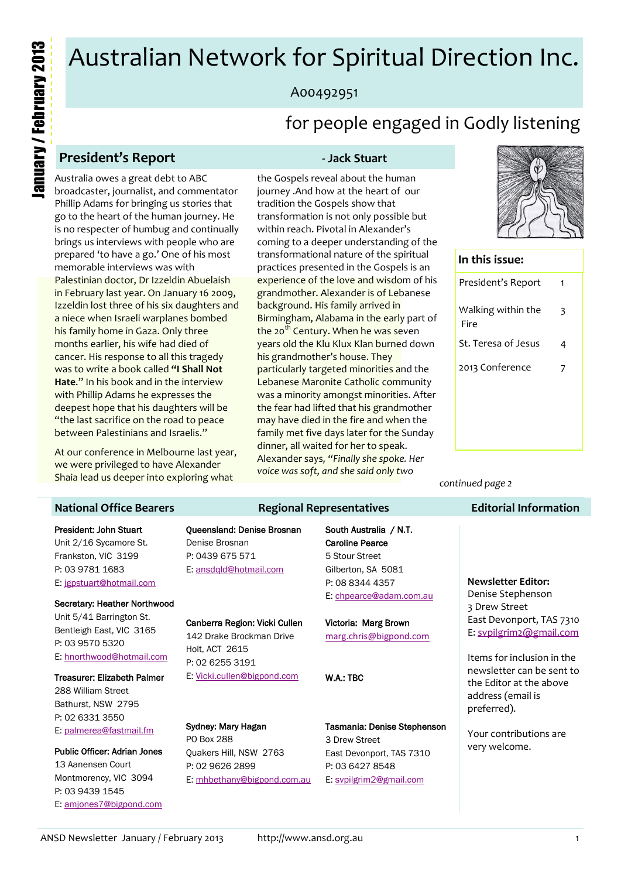# Australian Network for Spiritual Direction Inc.

A00492951

for people engaged in Godly listening

January / February 2013

## President's Report

**- Jack Stuart**

Australia owes a great debt to ABC broadcaster, journalist, and commentator Phillip Adams for bringing us stories that go to the heart of the human journey. He is no respecter of humbug and continually brings us interviews with people who are prepared 'to have a go.' One of his most memorable interviews was with Palestinian doctor, Dr Izzeldin Abuelaish in February last year. On January 16 2009, Izzeldin lost three of his six daughters and a niece when Israeli warplanes bombed his family home in Gaza. Only three months earlier, his wife had died of cancer. His response to all this tragedy was to write a book called **"I Shall Not Hate.**" In his book and in the interview with Phillip Adams he expresses the deepest hope that his daughters will be "the last sacrifice on the road to peace between Palestinians and Israelis."

At our conference in Melbourne last year, we were privileged to have Alexander Shaia lead us deeper into exploring what the Gospels reveal about the human journey .And how at the heart of our tradition the Gospels show that transformation is not only possible but within reach. Pivotal in Alexander's coming to a deeper understanding of the transformational nature of the spiritual practices presented in the Gospels is an experience of the love and wisdom of his grandmother. Alexander is of Lebanese background. His family arrived in Birmingham, Alabama in the early part of the 20th Century. When he was seven years old the Klu Klux Klan burned down his grandmother's house. They particularly targeted minorities and the Lebanese Maronite Catholic community was a minority amongst minorities. After the fear had lifted that his grandmother may have died in the fire and when the family met five days later for the Sunday dinner, all waited for her to speak. Alexander says, *"Finally she spoke. Her voice was soft, and she said only two*

*continued page 2*

### In this issue:

| | |
|---|---|
| President's Report | 1 |
| Walking within the Fire | 3 |
| St. Teresa of Jesus | 4 |
| 2013 Conference | 7 |

## National Office Bearers

**President: John Stuart**
Unit 2/16 Sycamore St.
Frankston, VIC 3199
P: 03 9781 1683
E: jgpstuart@hotmail.com

**Secretary: Heather Northwood**
Unit 5/41 Barrington St.
Bentleigh East, VIC 3165
P: 03 9570 5320
E: hnorthwood@hotmail.com

**Treasurer: Elizabeth Palmer**
288 William Street
Bathurst, NSW 2795
P: 02 6331 3550
E: palmerea@fastmail.fm

**Public Officer: Adrian Jones**
13 Aanensen Court
Montmorency, VIC 3094
P: 03 9439 1545
E: amjones7@bigpond.com

## Regional Representatives

**Queensland: Denise Brosnan**
Denise Brosnan
P: 0439 675 571
E: ansdqld@hotmail.com

**Canberra Region: Vicki Cullen**
142 Drake Brockman Drive
Holt, ACT 2615
P: 02 6255 3191
E: Vicki.cullen@bigpond.com

**Sydney: Mary Hagan**
PO Box 288
Quakers Hill, NSW 2763
P: 02 9626 2899
E: mhbethany@bigpond.com.au

**South Australia / N.T. Caroline Pearce**
5 Stour Street
Gilberton, SA 5081
P: 08 8344 4357
E: chpearce@adam.com.au

**Victoria: Marg Brown**
marg.chris@bigpond.com

**W.A.: TBC**

**Tasmania: Denise Stephenson**
3 Drew Street
East Devonport, TAS 7310
P: 03 6427 8548
E: svpilgrim2@gmail.com

## Editorial Information

**Newsletter Editor:**
Denise Stephenson
3 Drew Street
East Devonport, TAS 7310
E: svpilgrim2@gmail.com

Items for inclusion in the newsletter can be sent to the Editor at the above address (email is preferred).

Your contributions are very welcome.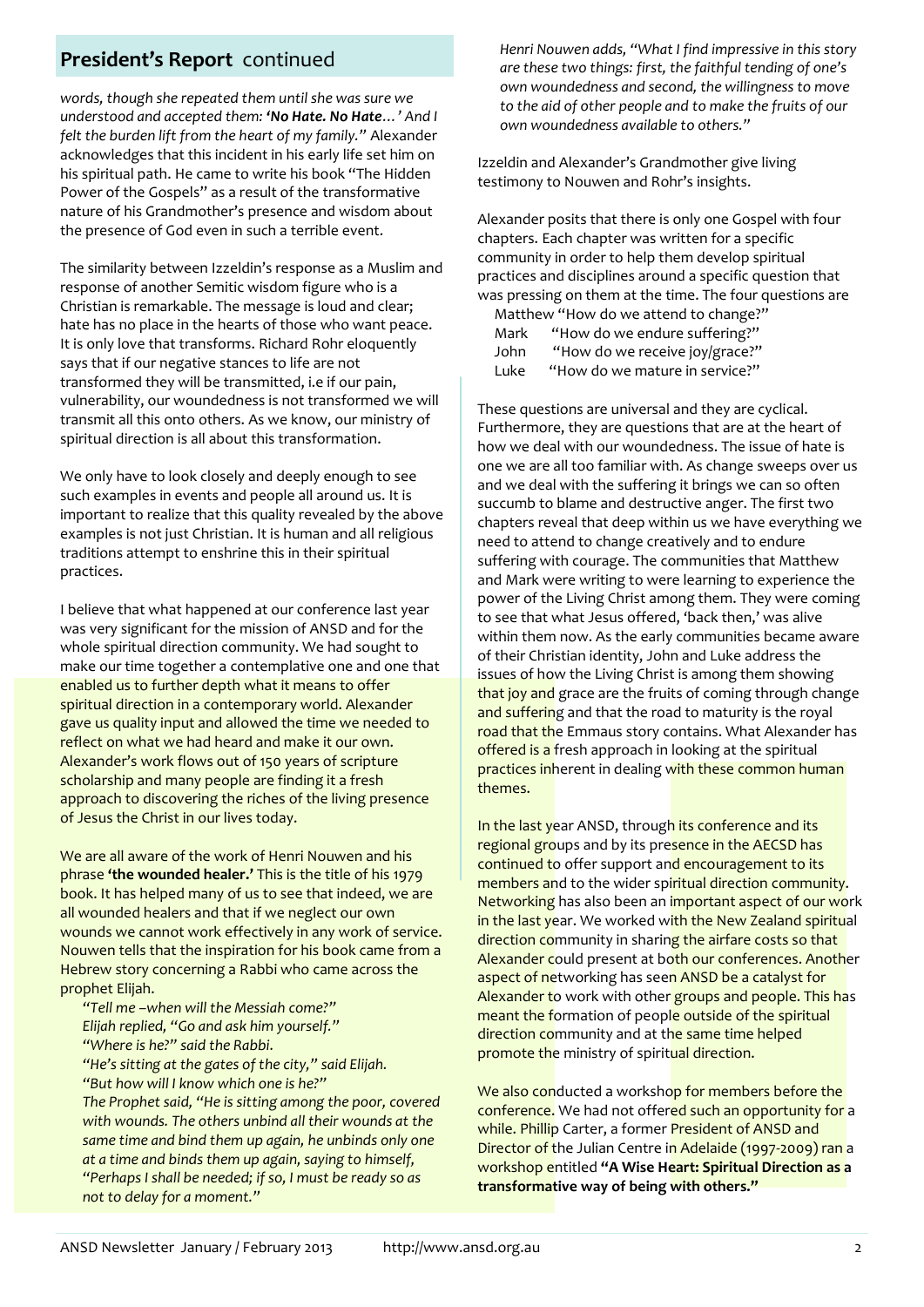## **President's Report** continued

*words, though she repeated them until she was sure we understood and accepted them: **'No Hate. No Hate…'** And I felt the burden lift from the heart of my family."* Alexander acknowledges that this incident in his early life set him on his spiritual path. He came to write his book "The Hidden Power of the Gospels" as a result of the transformative nature of his Grandmother's presence and wisdom about the presence of God even in such a terrible event.

The similarity between Izzeldin's response as a Muslim and response of another Semitic wisdom figure who is a Christian is remarkable. The message is loud and clear; hate has no place in the hearts of those who want peace. It is only love that transforms. Richard Rohr eloquently says that if our negative stances to life are not transformed they will be transmitted, i.e if our pain, vulnerability, our woundedness is not transformed we will transmit all this onto others. As we know, our ministry of spiritual direction is all about this transformation.

We only have to look closely and deeply enough to see such examples in events and people all around us. It is important to realize that this quality revealed by the above examples is not just Christian. It is human and all religious traditions attempt to enshrine this in their spiritual practices.

I believe that what happened at our conference last year was very significant for the mission of ANSD and for the whole spiritual direction community. We had sought to make our time together a contemplative one and one that enabled us to further depth what it means to offer spiritual direction in a contemporary world. Alexander gave us quality input and allowed the time we needed to reflect on what we had heard and make it our own. Alexander's work flows out of 150 years of scripture scholarship and many people are finding it a fresh approach to discovering the riches of the living presence of Jesus the Christ in our lives today.

We are all aware of the work of Henri Nouwen and his phrase **'the wounded healer.'** This is the title of his 1979 book. It has helped many of us to see that indeed, we are all wounded healers and that if we neglect our own wounds we cannot work effectively in any work of service. Nouwen tells that the inspiration for his book came from a Hebrew story concerning a Rabbi who came across the prophet Elijah.

> *"Tell me –when will the Messiah come?"*
> *Elijah replied, "Go and ask him yourself."*
> *"Where is he?" said the Rabbi.*
> *"He's sitting at the gates of the city," said Elijah.*
> *"But how will I know which one is he?"*
> *The Prophet said, "He is sitting among the poor, covered with wounds. The others unbind all their wounds at the same time and bind them up again, he unbinds only one at a time and binds them up again, saying to himself, "Perhaps I shall be needed; if so, I must be ready so as not to delay for a moment."*
>
> *Henri Nouwen adds, "What I find impressive in this story are these two things: first, the faithful tending of one's own woundedness and second, the willingness to move to the aid of other people and to make the fruits of our own woundedness available to others."*

Izzeldin and Alexander's Grandmother give living testimony to Nouwen and Rohr's insights.

Alexander posits that there is only one Gospel with four chapters. Each chapter was written for a specific community in order to help them develop spiritual practices and disciplines around a specific question that was pressing on them at the time. The four questions are

- Matthew "How do we attend to change?"
- Mark "How do we endure suffering?"
- John "How do we receive joy/grace?"
- Luke "How do we mature in service?"

These questions are universal and they are cyclical. Furthermore, they are questions that are at the heart of how we deal with our woundedness. The issue of hate is one we are all too familiar with. As change sweeps over us and we deal with the suffering it brings we can so often succumb to blame and destructive anger. The first two chapters reveal that deep within us we have everything we need to attend to change creatively and to endure suffering with courage. The communities that Matthew and Mark were writing to were learning to experience the power of the Living Christ among them. They were coming to see that what Jesus offered, 'back then,' was alive within them now. As the early communities became aware of their Christian identity, John and Luke address the issues of how the Living Christ is among them showing that joy and grace are the fruits of coming through change and suffering and that the road to maturity is the royal road that the Emmaus story contains. What Alexander has offered is a fresh approach in looking at the spiritual practices inherent in dealing with these common human themes.

In the last year ANSD, through its conference and its regional groups and by its presence in the AECSD has continued to offer support and encouragement to its members and to the wider spiritual direction community. Networking has also been an important aspect of our work in the last year. We worked with the New Zealand spiritual direction community in sharing the airfare costs so that Alexander could present at both our conferences. Another aspect of networking has seen ANSD be a catalyst for Alexander to work with other groups and people. This has meant the formation of people outside of the spiritual direction community and at the same time helped promote the ministry of spiritual direction.

We also conducted a workshop for members before the conference. We had not offered such an opportunity for a while. Phillip Carter, a former President of ANSD and Director of the Julian Centre in Adelaide (1997-2009) ran a workshop entitled **"A Wise Heart: Spiritual Direction as a transformative way of being with others."**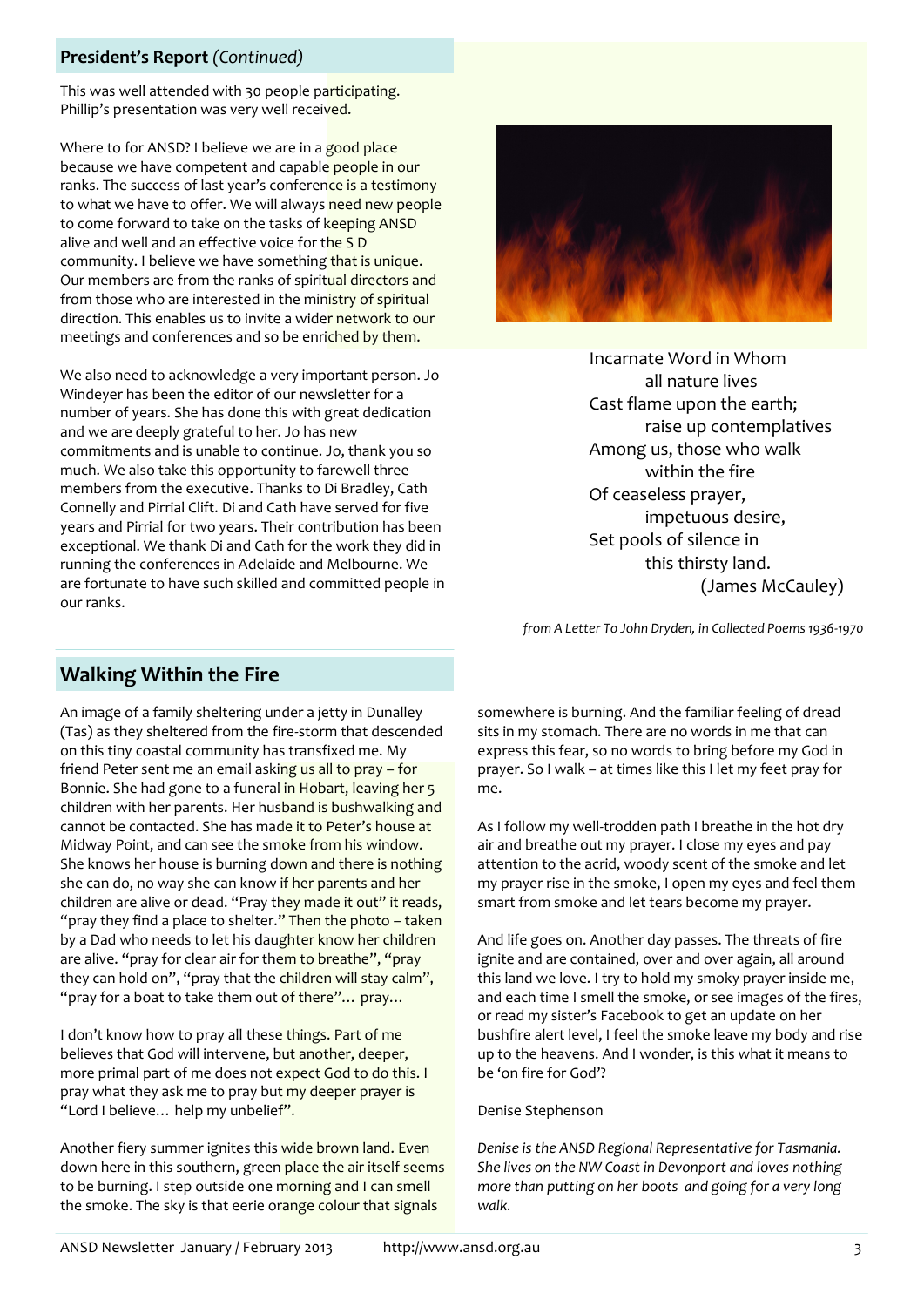## President's Report *(Continued)*

This was well attended with 30 people participating. Phillip's presentation was very well received.

Where to for ANSD? I believe we are in a good place because we have competent and capable people in our ranks. The success of last year's conference is a testimony to what we have to offer. We will always need new people to come forward to take on the tasks of keeping ANSD alive and well and an effective voice for the S D community. I believe we have something that is unique. Our members are from the ranks of spiritual directors and from those who are interested in the ministry of spiritual direction. This enables us to invite a wider network to our meetings and conferences and so be enriched by them.

We also need to acknowledge a very important person. Jo Windeyer has been the editor of our newsletter for a number of years. She has done this with great dedication and we are deeply grateful to her. Jo has new commitments and is unable to continue. Jo, thank you so much. We also take this opportunity to farewell three members from the executive. Thanks to Di Bradley, Cath Connelly and Pirrial Clift. Di and Cath have served for five years and Pirrial for two years. Their contribution has been exceptional. We thank Di and Cath for the work they did in running the conferences in Adelaide and Melbourne. We are fortunate to have such skilled and committed people in our ranks.

Incarnate Word in Whom
all nature lives
Cast flame upon the earth;
raise up contemplatives
Among us, those who walk
within the fire
Of ceaseless prayer,
impetuous desire,
Set pools of silence in
this thirsty land.
(James McCauley)

*from A Letter To John Dryden, in Collected Poems 1936-1970*

## Walking Within the Fire

An image of a family sheltering under a jetty in Dunalley (Tas) as they sheltered from the fire-storm that descended on this tiny coastal community has transfixed me. My friend Peter sent me an email asking us all to pray – for Bonnie. She had gone to a funeral in Hobart, leaving her 5 children with her parents. Her husband is bushwalking and cannot be contacted. She has made it to Peter's house at Midway Point, and can see the smoke from his window. She knows her house is burning down and there is nothing she can do, no way she can know if her parents and her children are alive or dead. "Pray they made it out" it reads, "pray they find a place to shelter." Then the photo – taken by a Dad who needs to let his daughter know her children are alive. "pray for clear air for them to breathe", "pray they can hold on", "pray that the children will stay calm", "pray for a boat to take them out of there"… pray…

I don't know how to pray all these things. Part of me believes that God will intervene, but another, deeper, more primal part of me does not expect God to do this. I pray what they ask me to pray but my deeper prayer is "Lord I believe… help my unbelief".

Another fiery summer ignites this wide brown land. Even down here in this southern, green place the air itself seems to be burning. I step outside one morning and I can smell the smoke. The sky is that eerie orange colour that signals somewhere is burning. And the familiar feeling of dread sits in my stomach. There are no words in me that can express this fear, so no words to bring before my God in prayer. So I walk – at times like this I let my feet pray for me.

As I follow my well-trodden path I breathe in the hot dry air and breathe out my prayer. I close my eyes and pay attention to the acrid, woody scent of the smoke and let my prayer rise in the smoke, I open my eyes and feel them smart from smoke and let tears become my prayer.

And life goes on. Another day passes. The threats of fire ignite and are contained, over and over again, all around this land we love. I try to hold my smoky prayer inside me, and each time I smell the smoke, or see images of the fires, or read my sister's Facebook to get an update on her bushfire alert level, I feel the smoke leave my body and rise up to the heavens. And I wonder, is this what it means to be 'on fire for God'?

Denise Stephenson

*Denise is the ANSD Regional Representative for Tasmania. She lives on the NW Coast in Devonport and loves nothing more than putting on her boots and going for a very long walk.*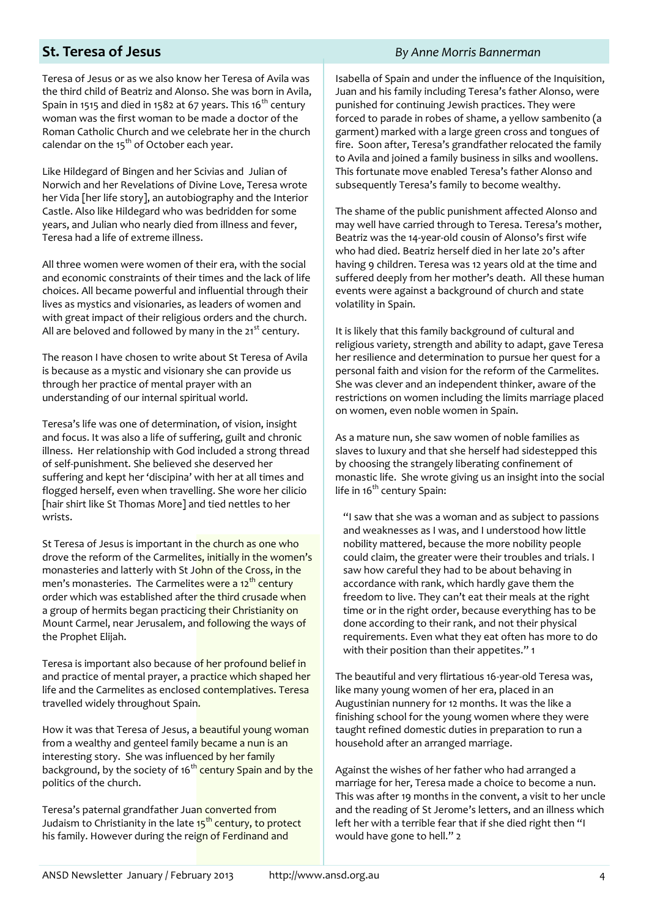## St. Teresa of Jesus

*By Anne Morris Bannerman*

Teresa of Jesus or as we also know her Teresa of Avila was the third child of Beatriz and Alonso. She was born in Avila, Spain in 1515 and died in 1582 at 67 years. This 16th century woman was the first woman to be made a doctor of the Roman Catholic Church and we celebrate her in the church calendar on the 15th of October each year.

Like Hildegard of Bingen and her Scivias and Julian of Norwich and her Revelations of Divine Love, Teresa wrote her Vida [her life story], an autobiography and the Interior Castle. Also like Hildegard who was bedridden for some years, and Julian who nearly died from illness and fever, Teresa had a life of extreme illness.

All three women were women of their era, with the social and economic constraints of their times and the lack of life choices. All became powerful and influential through their lives as mystics and visionaries, as leaders of women and with great impact of their religious orders and the church. All are beloved and followed by many in the 21st century.

The reason I have chosen to write about St Teresa of Avila is because as a mystic and visionary she can provide us through her practice of mental prayer with an understanding of our internal spiritual world.

Teresa's life was one of determination, of vision, insight and focus. It was also a life of suffering, guilt and chronic illness. Her relationship with God included a strong thread of self-punishment. She believed she deserved her suffering and kept her 'discipina' with her at all times and flogged herself, even when travelling. She wore her cilicio [hair shirt like St Thomas More] and tied nettles to her wrists.

St Teresa of Jesus is important in the church as one who drove the reform of the Carmelites, initially in the women's monasteries and latterly with St John of the Cross, in the men's monasteries. The Carmelites were a 12th century order which was established after the third crusade when a group of hermits began practicing their Christianity on Mount Carmel, near Jerusalem, and following the ways of the Prophet Elijah.

Teresa is important also because of her profound belief in and practice of mental prayer, a practice which shaped her life and the Carmelites as enclosed contemplatives. Teresa travelled widely throughout Spain.

How it was that Teresa of Jesus, a beautiful young woman from a wealthy and genteel family became a nun is an interesting story. She was influenced by her family background, by the society of 16th century Spain and by the politics of the church.

Teresa's paternal grandfather Juan converted from Judaism to Christianity in the late 15th century, to protect his family. However during the reign of Ferdinand and Isabella of Spain and under the influence of the Inquisition, Juan and his family including Teresa's father Alonso, were punished for continuing Jewish practices. They were forced to parade in robes of shame, a yellow sambenito (a garment) marked with a large green cross and tongues of fire. Soon after, Teresa's grandfather relocated the family to Avila and joined a family business in silks and woollens. This fortunate move enabled Teresa's father Alonso and subsequently Teresa's family to become wealthy.

The shame of the public punishment affected Alonso and may well have carried through to Teresa. Teresa's mother, Beatriz was the 14-year-old cousin of Alonso's first wife who had died. Beatriz herself died in her late 20's after having 9 children. Teresa was 12 years old at the time and suffered deeply from her mother's death. All these human events were against a background of church and state volatility in Spain.

It is likely that this family background of cultural and religious variety, strength and ability to adapt, gave Teresa her resilience and determination to pursue her quest for a personal faith and vision for the reform of the Carmelites. She was clever and an independent thinker, aware of the restrictions on women including the limits marriage placed on women, even noble women in Spain.

As a mature nun, she saw women of noble families as slaves to luxury and that she herself had sidestepped this by choosing the strangely liberating confinement of monastic life. She wrote giving us an insight into the social life in 16th century Spain:

> "I saw that she was a woman and as subject to passions and weaknesses as I was, and I understood how little nobility mattered, because the more nobility people could claim, the greater were their troubles and trials. I saw how careful they had to be about behaving in accordance with rank, which hardly gave them the freedom to live. They can't eat their meals at the right time or in the right order, because everything has to be done according to their rank, and not their physical requirements. Even what they eat often has more to do with their position than their appetites." 1

The beautiful and very flirtatious 16-year-old Teresa was, like many young women of her era, placed in an Augustinian nunnery for 12 months. It was the like a finishing school for the young women where they were taught refined domestic duties in preparation to run a household after an arranged marriage.

Against the wishes of her father who had arranged a marriage for her, Teresa made a choice to become a nun. This was after 19 months in the convent, a visit to her uncle and the reading of St Jerome's letters, and an illness which left her with a terrible fear that if she died right then "I would have gone to hell." 2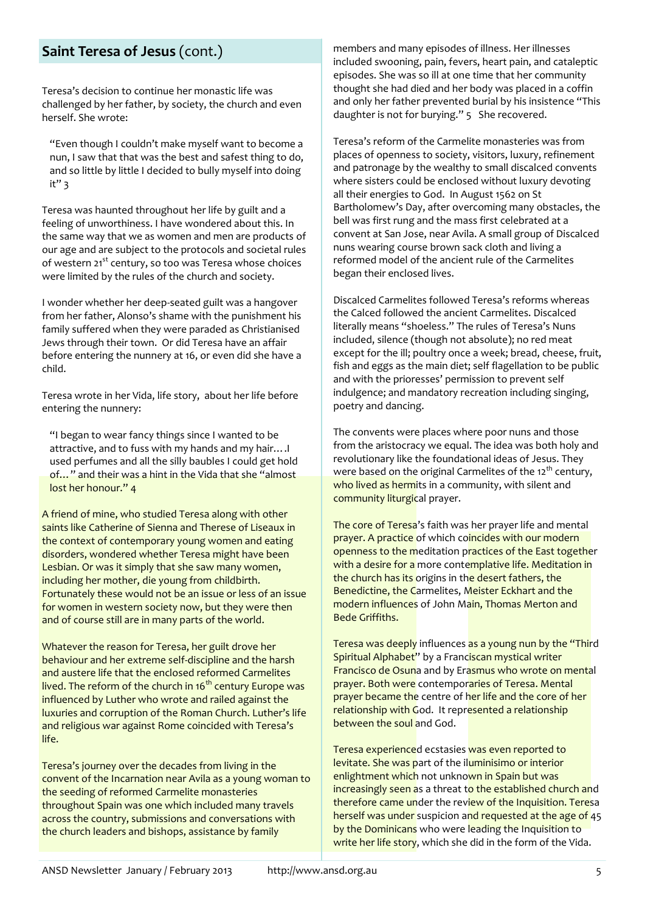## Saint Teresa of Jesus (cont.)

Teresa's decision to continue her monastic life was challenged by her father, by society, the church and even herself. She wrote:

> "Even though I couldn't make myself want to become a nun, I saw that that was the best and safest thing to do, and so little by little I decided to bully myself into doing it" 3

Teresa was haunted throughout her life by guilt and a feeling of unworthiness. I have wondered about this. In the same way that we as women and men are products of our age and are subject to the protocols and societal rules of western 21st century, so too was Teresa whose choices were limited by the rules of the church and society.

I wonder whether her deep-seated guilt was a hangover from her father, Alonso's shame with the punishment his family suffered when they were paraded as Christianised Jews through their town. Or did Teresa have an affair before entering the nunnery at 16, or even did she have a child.

Teresa wrote in her Vida, life story, about her life before entering the nunnery:

> "I began to wear fancy things since I wanted to be attractive, and to fuss with my hands and my hair….I used perfumes and all the silly baubles I could get hold of…" and their was a hint in the Vida that she "almost lost her honour." 4

A friend of mine, who studied Teresa along with other saints like Catherine of Sienna and Therese of Liseaux in the context of contemporary young women and eating disorders, wondered whether Teresa might have been Lesbian. Or was it simply that she saw many women, including her mother, die young from childbirth. Fortunately these would not be an issue or less of an issue for women in western society now, but they were then and of course still are in many parts of the world.

Whatever the reason for Teresa, her guilt drove her behaviour and her extreme self-discipline and the harsh and austere life that the enclosed reformed Carmelites lived. The reform of the church in 16th century Europe was influenced by Luther who wrote and railed against the luxuries and corruption of the Roman Church. Luther's life and religious war against Rome coincided with Teresa's life.

Teresa's journey over the decades from living in the convent of the Incarnation near Avila as a young woman to the seeding of reformed Carmelite monasteries throughout Spain was one which included many travels across the country, submissions and conversations with the church leaders and bishops, assistance by family members and many episodes of illness. Her illnesses included swooning, pain, fevers, heart pain, and cataleptic episodes. She was so ill at one time that her community thought she had died and her body was placed in a coffin and only her father prevented burial by his insistence "This daughter is not for burying." 5 She recovered.

Teresa's reform of the Carmelite monasteries was from places of openness to society, visitors, luxury, refinement and patronage by the wealthy to small discalced convents where sisters could be enclosed without luxury devoting all their energies to God. In August 1562 on St Bartholomew's Day, after overcoming many obstacles, the bell was first rung and the mass first celebrated at a convent at San Jose, near Avila. A small group of Discalced nuns wearing course brown sack cloth and living a reformed model of the ancient rule of the Carmelites began their enclosed lives.

Discalced Carmelites followed Teresa's reforms whereas the Calced followed the ancient Carmelites. Discalced literally means "shoeless." The rules of Teresa's Nuns included, silence (though not absolute); no red meat except for the ill; poultry once a week; bread, cheese, fruit, fish and eggs as the main diet; self flagellation to be public and with the prioresses' permission to prevent self indulgence; and mandatory recreation including singing, poetry and dancing.

The convents were places where poor nuns and those from the aristocracy we equal. The idea was both holy and revolutionary like the foundational ideas of Jesus. They were based on the original Carmelites of the 12th century, who lived as hermits in a community, with silent and community liturgical prayer.

The core of Teresa's faith was her prayer life and mental prayer. A practice of which coincides with our modern openness to the meditation practices of the East together with a desire for a more contemplative life. Meditation in the church has its origins in the desert fathers, the Benedictine, the Carmelites, Meister Eckhart and the modern influences of John Main, Thomas Merton and Bede Griffiths.

Teresa was deeply influences as a young nun by the "Third Spiritual Alphabet" by a Franciscan mystical writer Francisco de Osuna and by Erasmus who wrote on mental prayer. Both were contemporaries of Teresa. Mental prayer became the centre of her life and the core of her relationship with God. It represented a relationship between the soul and God.

Teresa experienced ecstasies was even reported to levitate. She was part of the iluminisimo or interior enlightment which not unknown in Spain but was increasingly seen as a threat to the established church and therefore came under the review of the Inquisition. Teresa herself was under suspicion and requested at the age of 45 by the Dominicans who were leading the Inquisition to write her life story, which she did in the form of the Vida.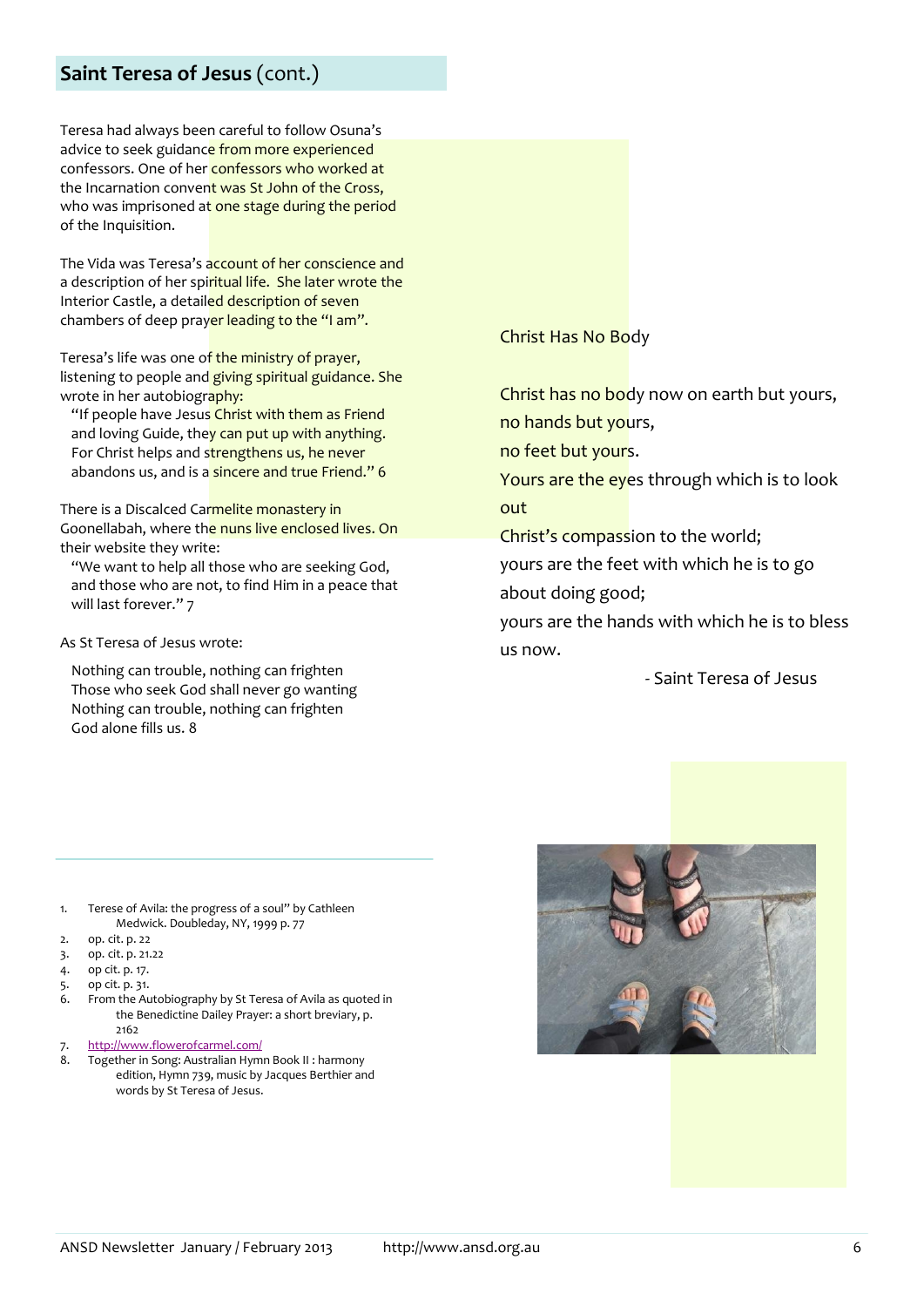## **Saint Teresa of Jesus** (cont.)

Teresa had always been careful to follow Osuna's advice to seek guidance from more experienced confessors. One of her confessors who worked at the Incarnation convent was St John of the Cross, who was imprisoned at one stage during the period of the Inquisition.

The Vida was Teresa's account of her conscience and a description of her spiritual life. She later wrote the Interior Castle, a detailed description of seven chambers of deep prayer leading to the "I am".

Teresa's life was one of the ministry of prayer, listening to people and giving spiritual guidance. She wrote in her autobiography:

> "If people have Jesus Christ with them as Friend and loving Guide, they can put up with anything. For Christ helps and strengthens us, he never abandons us, and is a sincere and true Friend." 6

There is a Discalced Carmelite monastery in Goonellabah, where the nuns live enclosed lives. On their website they write:

> "We want to help all those who are seeking God, and those who are not, to find Him in a peace that will last forever." 7

As St Teresa of Jesus wrote:

> Nothing can trouble, nothing can frighten
> Those who seek God shall never go wanting
> Nothing can trouble, nothing can frighten
> God alone fills us. 8

Christ Has No Body

Christ has no body now on earth but yours,
no hands but yours,
no feet but yours.
Yours are the eyes through which is to look out
Christ's compassion to the world;
yours are the feet with which he is to go about doing good;
yours are the hands with which he is to bless us now.

- Saint Teresa of Jesus

---

1. Terese of Avila: the progress of a soul" by Cathleen Medwick. Doubleday, NY, 1999 p. 77
2. op. cit. p. 22
3. op. cit. p. 21.22
4. op cit. p. 17.
5. op cit. p. 31.
6. From the Autobiography by St Teresa of Avila as quoted in the Benedictine Dailey Prayer: a short breviary, p. 2162
7. http://www.flowerofcarmel.com/
8. Together in Song: Australian Hymn Book II : harmony edition, Hymn 739, music by Jacques Berthier and words by St Teresa of Jesus.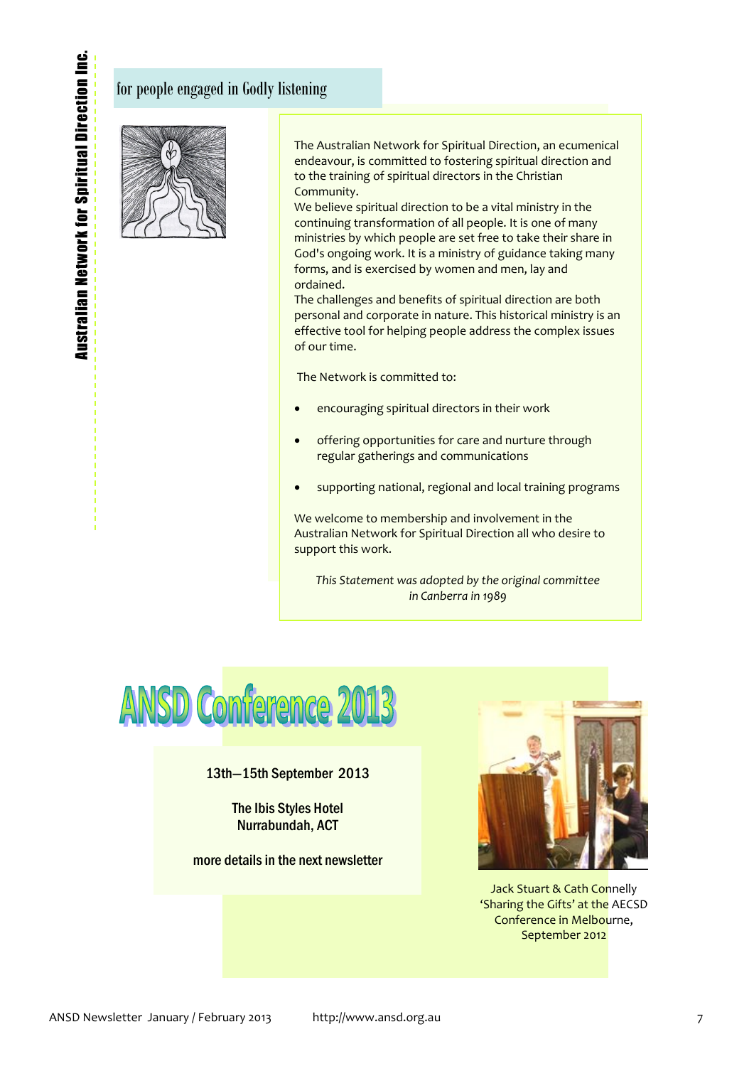for people engaged in Godly listening

The Australian Network for Spiritual Direction, an ecumenical endeavour, is committed to fostering spiritual direction and to the training of spiritual directors in the Christian Community.

We believe spiritual direction to be a vital ministry in the continuing transformation of all people. It is one of many ministries by which people are set free to take their share in God's ongoing work. It is a ministry of guidance taking many forms, and is exercised by women and men, lay and ordained.

The challenges and benefits of spiritual direction are both personal and corporate in nature. This historical ministry is an effective tool for helping people address the complex issues of our time.

The Network is committed to:

- encouraging spiritual directors in their work
- offering opportunities for care and nurture through regular gatherings and communications
- supporting national, regional and local training programs

We welcome to membership and involvement in the Australian Network for Spiritual Direction all who desire to support this work.

*This Statement was adopted by the original committee in Canberra in 1989*

# ANSD Conference 2013

**13th—15th September 2013**

**The Ibis Styles Hotel**
**Nurrabundah, ACT**

**more details in the next newsletter**

Jack Stuart & Cath Connelly 'Sharing the Gifts' at the AECSD Conference in Melbourne, September 2012